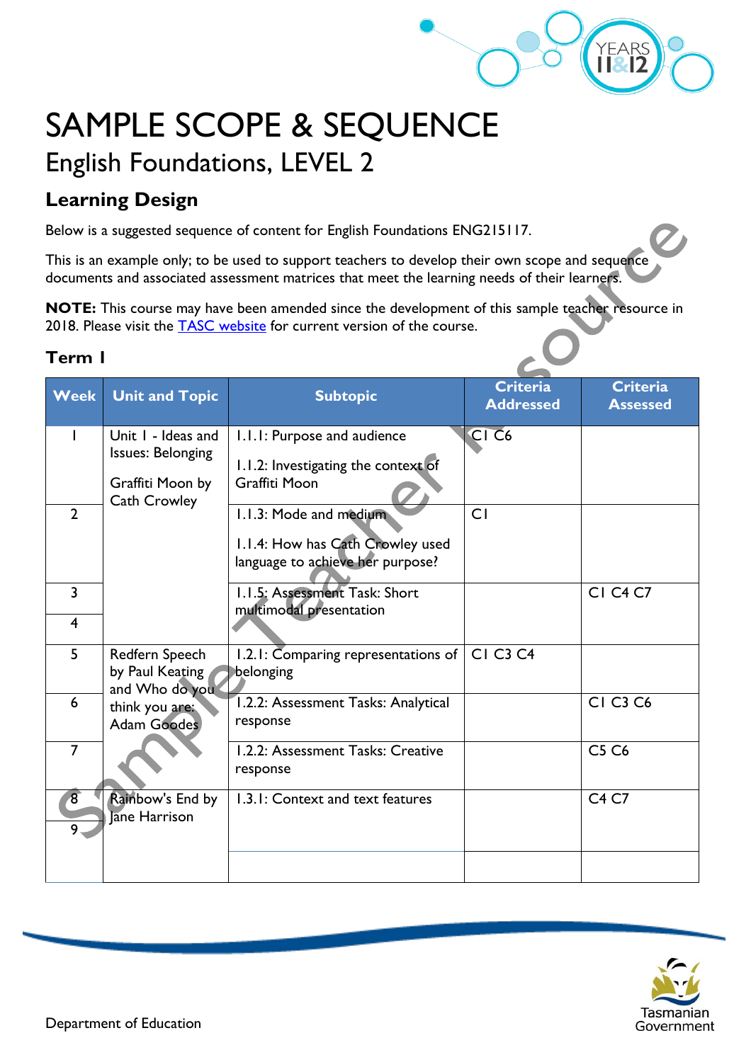# SAMPLE SCOPE & SEQUENCE

## English Foundations, LEVEL 2

### Learning Design

Below is a suggested sequence of content for English Foundations ENG215117.

This is an example only; to be used to support teachers to develop their own scope and sequence documents and associated assessment matrices that meet the learning needs of their learners.

**NOTE:** This course may have been amended since the development of this sample teacher resource in 2018. Please visit the [TASC website](TASC website) for current version of the course.

### Term 1

| Week | Unit and Topic | Subtopic | Criteria Addressed | Criteria Assessed |
|---|---|---|---|---|
| 1 | Unit 1 - Ideas and Issues: Belonging<br><br>Graffiti Moon by Cath Crowley | 1.1.1: Purpose and audience<br><br>1.1.2: Investigating the context of Graffiti Moon | C1 C6 | |
| 2 | | 1.1.3: Mode and medium<br><br>1.1.4: How has Cath Crowley used language to achieve her purpose? | C1 | |
| 3 | | 1.1.5: Assessment Task: Short multimodal presentation | | C1 C4 C7 |
| 4 | | | | |
| 5 | Redfern Speech by Paul Keating and Who do you think you are: Adam Goodes | 1.2.1: Comparing representations of belonging | C1 C3 C4 | |
| 6 | | 1.2.2: Assessment Tasks: Analytical response | | C1 C3 C6 |
| 7 | | 1.2.2: Assessment Tasks: Creative response | | C5 C6 |
| 8 | Rainbow's End by Jane Harrison | 1.3.1: Context and text features | | C4 C7 |
| 9 | | | | |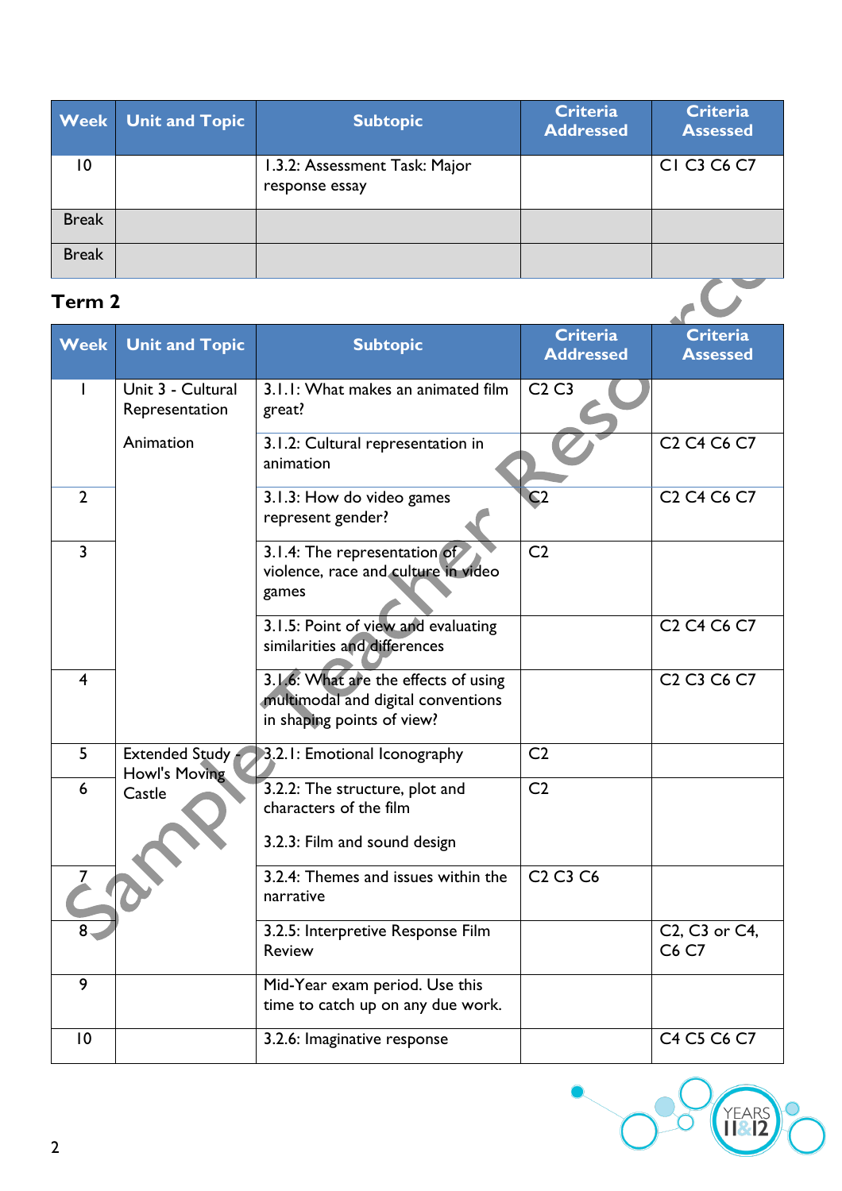| Week | Unit and Topic | Subtopic | Criteria Addressed | Criteria Assessed |
|---|---|---|---|---|
| 10 | | 1.3.2: Assessment Task: Major response essay | | C1 C3 C6 C7 |
| Break | | | | |
| Break | | | | |

## Term 2

| Week | Unit and Topic | Subtopic | Criteria Addressed | Criteria Assessed |
|---|---|---|---|---|
| 1 | Unit 3 - Cultural Representation<br><br>Animation | 3.1.1: What makes an animated film great? | C2 C3 | |
| | | 3.1.2: Cultural representation in animation | | C2 C4 C6 C7 |
| 2 | | 3.1.3: How do video games represent gender? | C2 | C2 C4 C6 C7 |
| 3 | | 3.1.4: The representation of violence, race and culture in video games | C2 | |
| | | 3.1.5: Point of view and evaluating similarities and differences | | C2 C4 C6 C7 |
| 4 | | 3.1.6: What are the effects of using multimodal and digital conventions in shaping points of view? | | C2 C3 C6 C7 |
| 5 | Extended Study - Howl's Moving Castle | 3.2.1: Emotional Iconography | C2 | |
| 6 | | 3.2.2: The structure, plot and characters of the film<br><br>3.2.3: Film and sound design | C2 | |
| 7 | | 3.2.4: Themes and issues within the narrative | C2 C3 C6 | |
| 8 | | 3.2.5: Interpretive Response Film Review | | C2, C3 or C4, C6 C7 |
| 9 | | Mid-Year exam period. Use this time to catch up on any due work. | | |
| 10 | | 3.2.6: Imaginative response | | C4 C5 C6 C7 |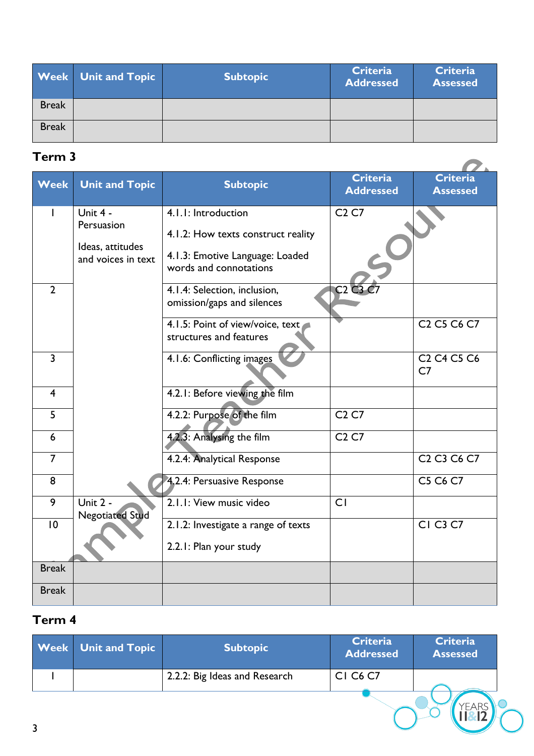| Week | Unit and Topic | Subtopic | Criteria Addressed | Criteria Assessed |
|---|---|---|---|---|
| Break | | | | |
| Break | | | | |

## Term 3

| Week | Unit and Topic | Subtopic | Criteria Addressed | Criteria Assessed |
|---|---|---|---|---|
| 1 | Unit 4 - Persuasion<br><br>Ideas, attitudes and voices in text | 4.1.1: Introduction<br><br>4.1.2: How texts construct reality<br><br>4.1.3: Emotive Language: Loaded words and connotations | C2 C7 | |
| 2 | | 4.1.4: Selection, inclusion, omission/gaps and silences | C2 C3 C7 | |
| | | 4.1.5: Point of view/voice, text structures and features | | C2 C5 C6 C7 |
| 3 | | 4.1.6: Conflicting images | | C2 C4 C5 C6 C7 |
| 4 | | 4.2.1: Before viewing the film | | |
| 5 | | 4.2.2: Purpose of the film | C2 C7 | |
| 6 | | 4.2.3: Analysing the film | C2 C7 | |
| 7 | | 4.2.4: Analytical Response | | C2 C3 C6 C7 |
| 8 | | 4.2.4: Persuasive Response | | C5 C6 C7 |
| 9 | Unit 2 - Negotiated Stud | 2.1.1: View music video | C1 | |
| 10 | | 2.1.2: Investigate a range of texts<br><br>2.2.1: Plan your study | | C1 C3 C7 |
| Break | | | | |
| Break | | | | |

## Term 4

| Week | Unit and Topic | Subtopic | Criteria Addressed | Criteria Assessed |
|---|---|---|---|---|
| 1 | | 2.2.2: Big Ideas and Research | C1 C6 C7 | |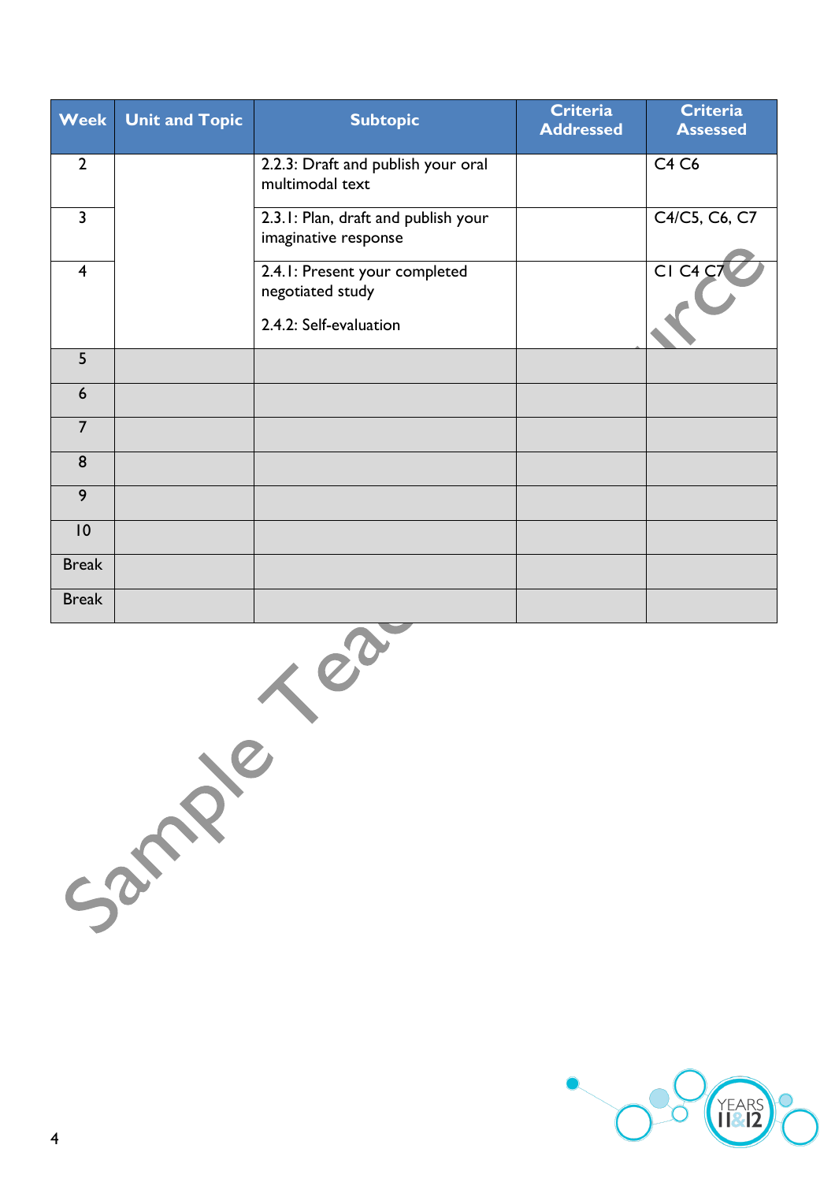| Week | Unit and Topic | Subtopic | Criteria Addressed | Criteria Assessed |
|---|---|---|---|---|
| 2 | | 2.2.3: Draft and publish your oral multimodal text | | C4 C6 |
| 3 | | 2.3.1: Plan, draft and publish your imaginative response | | C4/C5, C6, C7 |
| 4 | | 2.4.1: Present your completed negotiated study<br><br>2.4.2: Self-evaluation | | C1 C4 C7 |
| 5 | | | | |
| 6 | | | | |
| 7 | | | | |
| 8 | | | | |
| 9 | | | | |
| 10 | | | | |
| Break | | | | |
| Break | | | | |